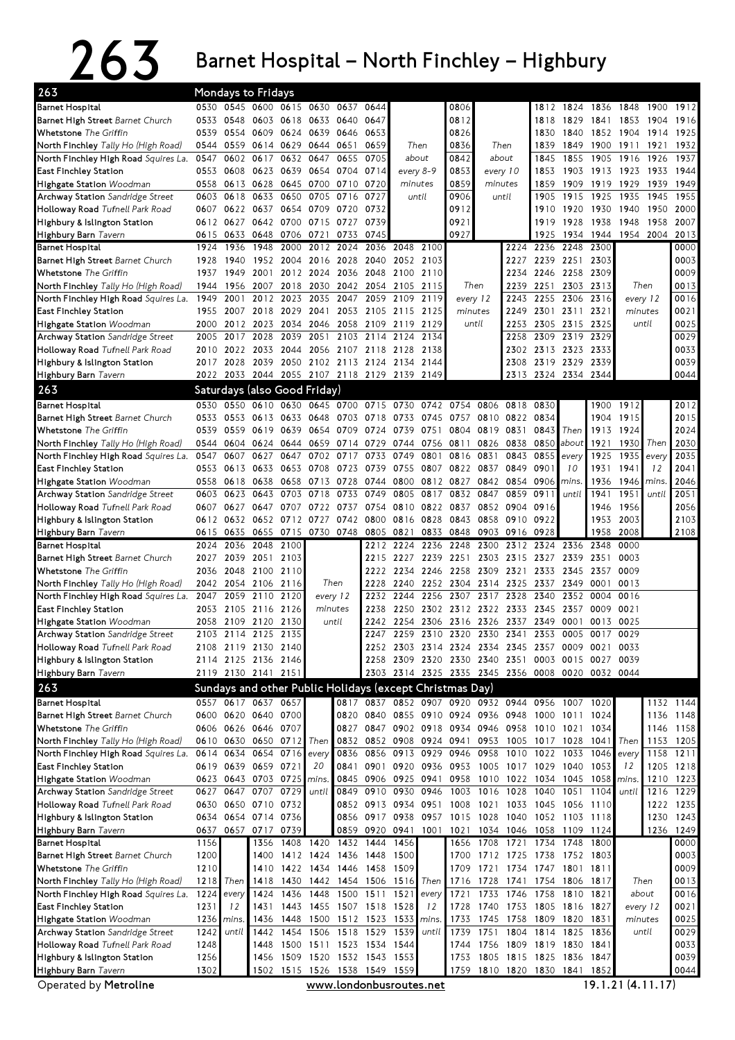# 263 Barnet Hospital – North Finchley – Highbury

## Mondays to Fridays

| Stop | | | | | | | | | | | | | | | | | | | |
|---|---|---|---|---|---|---|---|---|---|---|---|---|---|---|---|---|---|---|---|
| Barnet Hospital | 0530 | 0545 | 0600 | 0615 | 0630 | 0637 | 0644 | | | 0806 | | | 1812 | 1824 | 1836 | 1848 | 1900 | 1912 |
| Barnet High Street *Barnet Church* | 0533 | 0548 | 0603 | 0618 | 0633 | 0640 | 0647 | | | 0812 | | | 1818 | 1829 | 1841 | 1853 | 1904 | 1916 |
| Whetstone *The Griffin* | 0539 | 0554 | 0609 | 0624 | 0639 | 0646 | 0653 | | | 0826 | | | 1830 | 1840 | 1852 | 1904 | 1914 | 1925 |
| North Finchley *Tally Ho (High Road)* | 0544 | 0559 | 0614 | 0629 | 0644 | 0651 | 0659 | Then | | 0836 | Then | | 1839 | 1849 | 1900 | 1911 | 1921 | 1932 |
| North Finchley High Road *Squires La.* | 0547 | 0602 | 0617 | 0632 | 0647 | 0655 | 0705 | about | | 0842 | about | | 1845 | 1855 | 1905 | 1916 | 1926 | 1937 |
| East Finchley Station | 0553 | 0608 | 0623 | 0639 | 0654 | 0704 | 0714 | every 8-9 | | 0853 | every 10 | | 1853 | 1903 | 1913 | 1923 | 1933 | 1944 |
| Highgate Station *Woodman* | 0558 | 0613 | 0628 | 0645 | 0700 | 0710 | 0720 | minutes | | 0859 | minutes | | 1859 | 1909 | 1919 | 1929 | 1939 | 1949 |
| Archway Station *Sandridge Street* | 0603 | 0618 | 0633 | 0650 | 0705 | 0716 | 0727 | until | | 0906 | until | | 1905 | 1915 | 1925 | 1935 | 1945 | 1955 |
| Holloway Road *Tufnell Park Road* | 0607 | 0622 | 0637 | 0654 | 0709 | 0720 | 0732 | | | 0912 | | | 1910 | 1920 | 1930 | 1940 | 1950 | 2000 |
| Highbury & Islington Station | 0612 | 0627 | 0642 | 0700 | 0715 | 0727 | 0739 | | | 0921 | | | 1919 | 1928 | 1938 | 1948 | 1958 | 2007 |
| Highbury Barn *Tavern* | 0615 | 0633 | 0648 | 0706 | 0721 | 0733 | 0745 | | | 0927 | | | 1925 | 1934 | 1944 | 1954 | 2004 | 2013 |

| Stop | | | | | | | | | | | | | | | | | |
|---|---|---|---|---|---|---|---|---|---|---|---|---|---|---|---|---|---|
| Barnet Hospital | 1924 | 1936 | 1948 | 2000 | 2012 | 2024 | 2036 | 2048 | 2100 | | 2224 | 2236 | 2248 | 2300 | | 0000 |
| Barnet High Street *Barnet Church* | 1928 | 1940 | 1952 | 2004 | 2016 | 2028 | 2040 | 2052 | 2103 | | 2227 | 2239 | 2251 | 2303 | | 0003 |
| Whetstone *The Griffin* | 1937 | 1949 | 2001 | 2012 | 2024 | 2036 | 2048 | 2100 | 2110 | | 2234 | 2246 | 2258 | 2309 | | 0009 |
| North Finchley *Tally Ho (High Road)* | 1944 | 1956 | 2007 | 2018 | 2030 | 2042 | 2054 | 2105 | 2115 | Then | 2239 | 2251 | 2303 | 2313 | Then | 0013 |
| North Finchley High Road *Squires La.* | 1949 | 2001 | 2012 | 2023 | 2035 | 2047 | 2059 | 2109 | 2119 | every 12 | 2243 | 2255 | 2306 | 2316 | every 12 | 0016 |
| East Finchley Station | 1955 | 2007 | 2018 | 2029 | 2041 | 2053 | 2105 | 2115 | 2125 | minutes | 2249 | 2301 | 2311 | 2321 | minutes | 0021 |
| Highgate Station *Woodman* | 2000 | 2012 | 2023 | 2034 | 2046 | 2058 | 2109 | 2119 | 2129 | until | 2253 | 2305 | 2315 | 2325 | until | 0025 |
| Archway Station *Sandridge Street* | 2005 | 2017 | 2028 | 2039 | 2051 | 2103 | 2114 | 2124 | 2134 | | 2258 | 2309 | 2319 | 2329 | | 0029 |
| Holloway Road *Tufnell Park Road* | 2010 | 2022 | 2033 | 2044 | 2056 | 2107 | 2118 | 2128 | 2138 | | 2302 | 2313 | 2323 | 2333 | | 0033 |
| Highbury & Islington Station | 2017 | 2028 | 2039 | 2050 | 2102 | 2113 | 2124 | 2134 | 2144 | | 2308 | 2319 | 2329 | 2339 | | 0039 |
| Highbury Barn *Tavern* | 2022 | 2033 | 2044 | 2055 | 2107 | 2118 | 2129 | 2139 | 2149 | | 2313 | 2324 | 2334 | 2344 | | 0044 |

## Saturdays (also Good Friday)

| Stop | | | | | | | | | | | | | | | | | | | |
|---|---|---|---|---|---|---|---|---|---|---|---|---|---|---|---|---|---|---|---|
| Barnet Hospital | 0530 | 0550 | 0610 | 0630 | 0645 | 0700 | 0715 | 0730 | 0742 | 0754 | 0806 | 0818 | 0830 | | 1900 | 1912 | | 2012 |
| Barnet High Street *Barnet Church* | 0533 | 0553 | 0613 | 0633 | 0648 | 0703 | 0718 | 0733 | 0745 | 0757 | 0810 | 0822 | 0834 | | 1904 | 1915 | | 2015 |
| Whetstone *The Griffin* | 0539 | 0559 | 0619 | 0639 | 0654 | 0709 | 0724 | 0739 | 0751 | 0804 | 0819 | 0831 | 0843 | Then | 1913 | 1924 | | 2024 |
| North Finchley *Tally Ho (High Road)* | 0544 | 0604 | 0624 | 0644 | 0659 | 0714 | 0729 | 0744 | 0756 | 0811 | 0826 | 0838 | 0850 | about | 1921 | 1930 | Then | 2030 |
| North Finchley High Road *Squires La.* | 0547 | 0607 | 0627 | 0647 | 0702 | 0717 | 0733 | 0749 | 0801 | 0816 | 0831 | 0843 | 0855 | every | 1925 | 1935 | every | 2035 |
| East Finchley Station | 0553 | 0613 | 0633 | 0653 | 0708 | 0723 | 0739 | 0755 | 0807 | 0822 | 0837 | 0849 | 0901 | 10 | 1931 | 1941 | 12 | 2041 |
| Highgate Station *Woodman* | 0558 | 0618 | 0638 | 0658 | 0713 | 0728 | 0744 | 0800 | 0812 | 0827 | 0842 | 0854 | 0906 | mins. | 1936 | 1946 | mins. | 2046 |
| Archway Station *Sandridge Street* | 0603 | 0623 | 0643 | 0703 | 0718 | 0733 | 0749 | 0805 | 0817 | 0832 | 0847 | 0859 | 0911 | until | 1941 | 1951 | until | 2051 |
| Holloway Road *Tufnell Park Road* | 0607 | 0627 | 0647 | 0707 | 0722 | 0737 | 0754 | 0810 | 0822 | 0837 | 0852 | 0904 | 0916 | | 1946 | 1956 | | 2056 |
| Highbury & Islington Station | 0612 | 0632 | 0652 | 0712 | 0727 | 0742 | 0800 | 0816 | 0828 | 0843 | 0858 | 0910 | 0922 | | 1953 | 2003 | | 2103 |
| Highbury Barn *Tavern* | 0615 | 0635 | 0655 | 0715 | 0730 | 0748 | 0805 | 0821 | 0833 | 0848 | 0903 | 0916 | 0928 | | 1958 | 2008 | | 2108 |

| Stop | | | | | | | | | | | | | | | |
|---|---|---|---|---|---|---|---|---|---|---|---|---|---|---|---|
| Barnet Hospital | 2024 | 2036 | 2048 | 2100 | | 2212 | 2224 | 2236 | 2248 | 2300 | 2312 | 2324 | 2336 | 2348 | 0000 |
| Barnet High Street *Barnet Church* | 2027 | 2039 | 2051 | 2103 | | 2215 | 2227 | 2239 | 2251 | 2303 | 2315 | 2327 | 2339 | 2351 | 0003 |
| Whetstone *The Griffin* | 2036 | 2048 | 2100 | 2110 | | 2222 | 2234 | 2246 | 2258 | 2309 | 2321 | 2333 | 2345 | 2357 | 0009 |
| North Finchley *Tally Ho (High Road)* | 2042 | 2054 | 2106 | 2116 | Then | 2228 | 2240 | 2252 | 2304 | 2314 | 2325 | 2337 | 2349 | 0001 | 0013 |
| North Finchley High Road *Squires La.* | 2047 | 2059 | 2110 | 2120 | every 12 | 2232 | 2244 | 2256 | 2307 | 2317 | 2328 | 2340 | 2352 | 0004 | 0016 |
| East Finchley Station | 2053 | 2105 | 2116 | 2126 | minutes | 2238 | 2250 | 2302 | 2312 | 2322 | 2333 | 2345 | 2357 | 0009 | 0021 |
| Highgate Station *Woodman* | 2058 | 2109 | 2120 | 2130 | until | 2242 | 2254 | 2306 | 2316 | 2326 | 2337 | 2349 | 0001 | 0013 | 0025 |
| Archway Station *Sandridge Street* | 2103 | 2114 | 2125 | 2135 | | 2247 | 2259 | 2310 | 2320 | 2330 | 2341 | 2353 | 0005 | 0017 | 0029 |
| Holloway Road *Tufnell Park Road* | 2108 | 2119 | 2130 | 2140 | | 2252 | 2303 | 2314 | 2324 | 2334 | 2345 | 2357 | 0009 | 0021 | 0033 |
| Highbury & Islington Station | 2114 | 2125 | 2136 | 2146 | | 2258 | 2309 | 2320 | 2330 | 2340 | 2351 | 0003 | 0015 | 0027 | 0039 |
| Highbury Barn *Tavern* | 2119 | 2130 | 2141 | 2151 | | 2303 | 2314 | 2325 | 2335 | 2345 | 2356 | 0008 | 0020 | 0032 | 0044 |

## Sundays and other Public Holidays (except Christmas Day)

| Stop | | | | | | | | | | | | | | | | | | |
|---|---|---|---|---|---|---|---|---|---|---|---|---|---|---|---|---|---|---|
| Barnet Hospital | 0557 | 0617 | 0637 | 0657 | | 0817 | 0837 | 0852 | 0907 | 0920 | 0932 | 0944 | 0956 | 1007 | 1020 | | 1132 | 1144 |
| Barnet High Street *Barnet Church* | 0600 | 0620 | 0640 | 0700 | | 0820 | 0840 | 0855 | 0910 | 0924 | 0936 | 0948 | 1000 | 1011 | 1024 | | 1136 | 1148 |
| Whetstone *The Griffin* | 0606 | 0626 | 0646 | 0707 | | 0827 | 0847 | 0902 | 0918 | 0934 | 0946 | 0958 | 1010 | 1021 | 1034 | | 1146 | 1158 |
| North Finchley *Tally Ho (High Road)* | 0610 | 0630 | 0650 | 0712 | Then | 0832 | 0852 | 0908 | 0924 | 0941 | 0953 | 1005 | 1017 | 1028 | 1041 | Then | 1153 | 1205 |
| North Finchley High Road *Squires La.* | 0614 | 0634 | 0654 | 0716 | every | 0836 | 0856 | 0913 | 0929 | 0946 | 0958 | 1010 | 1022 | 1033 | 1046 | every | 1158 | 1211 |
| East Finchley Station | 0619 | 0639 | 0659 | 0721 | 20 | 0841 | 0901 | 0920 | 0936 | 0953 | 1005 | 1017 | 1029 | 1040 | 1053 | 12 | 1205 | 1218 |
| Highgate Station *Woodman* | 0623 | 0643 | 0703 | 0725 | mins. | 0845 | 0906 | 0925 | 0941 | 0958 | 1010 | 1022 | 1034 | 1045 | 1058 | mins. | 1210 | 1223 |
| Archway Station *Sandridge Street* | 0627 | 0647 | 0707 | 0729 | until | 0849 | 0910 | 0930 | 0946 | 1003 | 1016 | 1028 | 1040 | 1051 | 1104 | until | 1216 | 1229 |
| Holloway Road *Tufnell Park Road* | 0630 | 0650 | 0710 | 0732 | | 0852 | 0913 | 0934 | 0951 | 1008 | 1021 | 1033 | 1045 | 1056 | 1110 | | 1222 | 1235 |
| Highbury & Islington Station | 0634 | 0654 | 0714 | 0736 | | 0856 | 0917 | 0938 | 0957 | 1015 | 1028 | 1040 | 1052 | 1103 | 1118 | | 1230 | 1243 |
| Highbury Barn *Tavern* | 0637 | 0657 | 0717 | 0739 | | 0859 | 0920 | 0941 | 1001 | 1021 | 1034 | 1046 | 1058 | 1109 | 1124 | | 1236 | 1249 |

| Stop | | | | | | | | | | | | | | | | | | |
|---|---|---|---|---|---|---|---|---|---|---|---|---|---|---|---|---|---|---|
| Barnet Hospital | 1156 | | 1356 | 1408 | 1420 | 1432 | 1444 | 1456 | | 1656 | 1708 | 1721 | 1734 | 1748 | 1800 | | 0000 |
| Barnet High Street *Barnet Church* | 1200 | | 1400 | 1412 | 1424 | 1436 | 1448 | 1500 | | 1700 | 1712 | 1725 | 1738 | 1752 | 1803 | | 0003 |
| Whetstone *The Griffin* | 1210 | | 1410 | 1422 | 1434 | 1446 | 1458 | 1509 | | 1709 | 1721 | 1734 | 1747 | 1801 | 1811 | | 0009 |
| North Finchley *Tally Ho (High Road)* | 1218 | Then | 1418 | 1430 | 1442 | 1454 | 1506 | 1516 | Then | 1716 | 1728 | 1741 | 1754 | 1806 | 1817 | Then | 0013 |
| North Finchley High Road *Squires La.* | 1224 | every | 1424 | 1436 | 1448 | 1500 | 1511 | 1521 | every | 1721 | 1733 | 1746 | 1758 | 1810 | 1821 | about | 0016 |
| East Finchley Station | 1231 | 12 | 1431 | 1443 | 1455 | 1507 | 1518 | 1528 | 12 | 1728 | 1740 | 1753 | 1805 | 1816 | 1827 | every 12 | 0021 |
| Highgate Station *Woodman* | 1236 | mins. | 1436 | 1448 | 1500 | 1512 | 1523 | 1533 | mins. | 1733 | 1745 | 1758 | 1809 | 1820 | 1831 | minutes | 0025 |
| Archway Station *Sandridge Street* | 1242 | until | 1442 | 1454 | 1506 | 1518 | 1529 | 1539 | until | 1739 | 1751 | 1804 | 1814 | 1825 | 1836 | until | 0029 |
| Holloway Road *Tufnell Park Road* | 1248 | | 1448 | 1500 | 1511 | 1523 | 1534 | 1544 | | 1744 | 1756 | 1809 | 1819 | 1830 | 1841 | | 0033 |
| Highbury & Islington Station | 1256 | | 1456 | 1509 | 1520 | 1532 | 1543 | 1553 | | 1753 | 1805 | 1815 | 1825 | 1836 | 1847 | | 0039 |
| Highbury Barn *Tavern* | 1302 | | 1502 | 1515 | 1526 | 1538 | 1549 | 1559 | | 1759 | 1810 | 1820 | 1830 | 1841 | 1852 | | 0044 |

Operated by **Metroline** www.londonbusroutes.net 19.1.21 (4.11.17)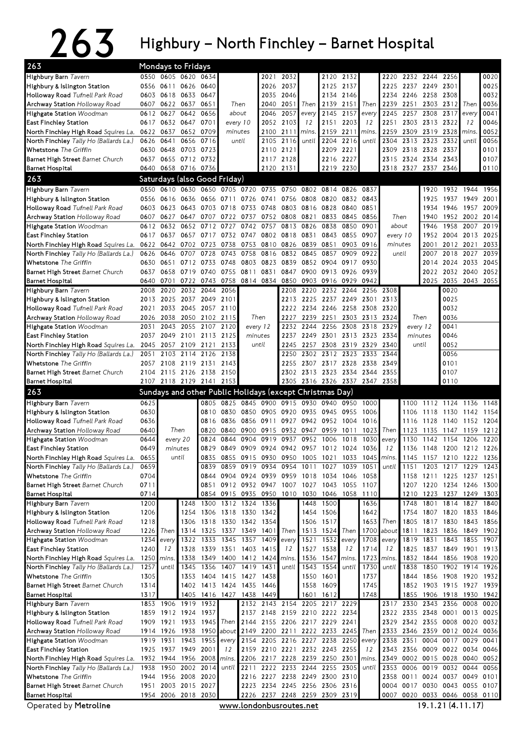# 263 Highbury – North Finchley – Barnet Hospital

## 263 Mondays to Fridays

| 263 | | | | | | | | | | | | | | | | | | | |
|---|---|---|---|---|---|---|---|---|---|---|---|---|---|---|---|---|---|---|---|
| Highbury Barn *Tavern* | 0550 | 0605 | 0620 | 0634 | | 2021 | 2032 | | 2120 | 2132 | | 2220 | 2232 | 2244 | 2256 | | 0020 |
| Highbury & Islington Station | 0556 | 0611 | 0626 | 0640 | | 2026 | 2037 | | 2125 | 2137 | | 2225 | 2237 | 2249 | 2301 | | 0025 |
| Holloway Road *Tufnell Park Road* | 0603 | 0618 | 0633 | 0647 | | 2035 | 2046 | | 2134 | 2146 | | 2234 | 2246 | 2258 | 2308 | | 0032 |
| Archway Station *Holloway Road* | 0607 | 0622 | 0637 | 0651 | Then | 2040 | 2051 | Then | 2139 | 2151 | Then | 2239 | 2251 | 2303 | 2312 | Then | 0036 |
| Highgate Station *Woodman* | 0612 | 0627 | 0642 | 0656 | about | 2046 | 2057 | every | 2145 | 2157 | every | 2245 | 2257 | 2308 | 2317 | every | 0041 |
| East Finchley Station | 0617 | 0632 | 0647 | 0701 | every 10 | 2052 | 2103 | 12 | 2151 | 2203 | 12 | 2251 | 2303 | 2313 | 2322 | 12 | 0046 |
| North Finchley High Road *Squires La.* | 0622 | 0637 | 0652 | 0709 | minutes | 2100 | 2111 | mins. | 2159 | 2211 | mins. | 2259 | 2309 | 2319 | 2328 | mins. | 0052 |
| North Finchley *Tally Ho (Ballards La.)* | 0626 | 0641 | 0656 | 0716 | until | 2105 | 2116 | until | 2204 | 2216 | until | 2304 | 2313 | 2323 | 2332 | until | 0056 |
| Whetstone *The Griffin* | 0630 | 0648 | 0703 | 0723 | | 2110 | 2121 | | 2209 | 2221 | | 2309 | 2318 | 2328 | 2337 | | 0101 |
| Barnet High Street *Barnet Church* | 0637 | 0655 | 0712 | 0732 | | 2117 | 2128 | | 2216 | 2227 | | 2315 | 2324 | 2334 | 2343 | | 0107 |
| Barnet Hospital | 0640 | 0658 | 0716 | 0736 | | 2120 | 2131 | | 2219 | 2230 | | 2318 | 2327 | 2337 | 2346 | | 0110 |

## 263 Saturdays (also Good Friday)

| 263 | | | | | | | | | | | | | | | | | |
|---|---|---|---|---|---|---|---|---|---|---|---|---|---|---|---|---|---|
| Highbury Barn *Tavern* | 0550 | 0610 | 0630 | 0650 | 0705 | 0720 | 0735 | 0750 | 0802 | 0814 | 0826 | 0837 | | 1920 | 1932 | 1944 | 1956 |
| Highbury & Islington Station | 0556 | 0616 | 0636 | 0656 | 0711 | 0726 | 0741 | 0756 | 0808 | 0820 | 0832 | 0843 | | 1925 | 1937 | 1949 | 2001 |
| Holloway Road *Tufnell Park Road* | 0603 | 0623 | 0643 | 0703 | 0718 | 0733 | 0748 | 0803 | 0816 | 0828 | 0840 | 0851 | | 1934 | 1946 | 1957 | 2009 |
| Archway Station *Holloway Road* | 0607 | 0627 | 0647 | 0707 | 0722 | 0737 | 0752 | 0808 | 0821 | 0833 | 0845 | 0856 | Then | 1940 | 1952 | 2002 | 2014 |
| Highgate Station *Woodman* | 0612 | 0632 | 0652 | 0712 | 0727 | 0742 | 0757 | 0813 | 0826 | 0838 | 0850 | 0901 | about | 1946 | 1958 | 2007 | 2019 |
| East Finchley Station | 0617 | 0637 | 0657 | 0717 | 0732 | 0747 | 0802 | 0818 | 0831 | 0843 | 0855 | 0907 | every 10 | 1952 | 2004 | 2013 | 2025 |
| North Finchley High Road *Squires La.* | 0622 | 0642 | 0702 | 0723 | 0738 | 0753 | 0810 | 0826 | 0839 | 0851 | 0903 | 0916 | minutes | 2001 | 2012 | 2021 | 2033 |
| North Finchley *Tally Ho (Ballards La.)* | 0626 | 0646 | 0707 | 0728 | 0743 | 0758 | 0816 | 0832 | 0845 | 0857 | 0909 | 0922 | until | 2007 | 2018 | 2027 | 2039 |
| Whetstone *The Griffin* | 0630 | 0651 | 0712 | 0733 | 0748 | 0803 | 0823 | 0839 | 0852 | 0904 | 0917 | 0930 | | 2014 | 2024 | 2033 | 2045 |
| Barnet High Street *Barnet Church* | 0637 | 0658 | 0719 | 0740 | 0755 | 0811 | 0831 | 0847 | 0900 | 0913 | 0926 | 0939 | | 2022 | 2032 | 2040 | 2052 |
| Barnet Hospital | 0640 | 0701 | 0722 | 0743 | 0758 | 0814 | 0834 | 0850 | 0903 | 0916 | 0929 | 0942 | | 2025 | 2035 | 2043 | 2055 |

| 263 | | | | | | | | | | | | | | | |
|---|---|---|---|---|---|---|---|---|---|---|---|---|---|---|---|
| Highbury Barn *Tavern* | 2008 | 2020 | 2032 | 2044 | 2056 | | 2208 | 2220 | 2232 | 2244 | 2256 | 2308 | | 0020 |
| Highbury & Islington Station | 2013 | 2025 | 2037 | 2049 | 2101 | | 2213 | 2225 | 2237 | 2249 | 2301 | 2313 | | 0025 |
| Holloway Road *Tufnell Park Road* | 2021 | 2033 | 2045 | 2057 | 2110 | | 2222 | 2234 | 2246 | 2258 | 2308 | 2320 | | 0032 |
| Archway Station *Holloway Road* | 2026 | 2038 | 2050 | 2102 | 2115 | Then | 2227 | 2239 | 2251 | 2303 | 2313 | 2324 | Then | 0036 |
| Highgate Station *Woodman* | 2031 | 2043 | 2055 | 2107 | 2120 | every 12 | 2232 | 2244 | 2256 | 2308 | 2318 | 2329 | every 12 | 0041 |
| East Finchley Station | 2037 | 2049 | 2101 | 2113 | 2125 | minutes | 2237 | 2249 | 2301 | 2313 | 2323 | 2334 | minutes | 0046 |
| North Finchley High Road *Squires La.* | 2045 | 2057 | 2109 | 2121 | 2133 | until | 2245 | 2257 | 2308 | 2319 | 2329 | 2340 | until | 0052 |
| North Finchley *Tally Ho (Ballards La.)* | 2051 | 2103 | 2114 | 2126 | 2138 | | 2250 | 2302 | 2312 | 2323 | 2333 | 2344 | | 0056 |
| Whetstone *The Griffin* | 2057 | 2108 | 2119 | 2131 | 2143 | | 2255 | 2307 | 2317 | 2328 | 2338 | 2349 | | 0101 |
| Barnet High Street *Barnet Church* | 2104 | 2115 | 2126 | 2138 | 2150 | | 2302 | 2313 | 2323 | 2334 | 2344 | 2355 | | 0107 |
| Barnet Hospital | 2107 | 2118 | 2129 | 2141 | 2153 | | 2305 | 2316 | 2326 | 2337 | 2347 | 2358 | | 0110 |

## 263 Sundays and other Public Holidays (except Christmas Day)

| 263 | | | | | | | | | | | | | | | | | |
|---|---|---|---|---|---|---|---|---|---|---|---|---|---|---|---|---|---|
| Highbury Barn *Tavern* | 0625 | | 0805 | 0825 | 0845 | 0900 | 0915 | 0930 | 0940 | 0950 | 1000 | | 1100 | 1112 | 1124 | 1136 | 1148 |
| Highbury & Islington Station | 0630 | | 0810 | 0830 | 0850 | 0905 | 0920 | 0935 | 0945 | 0955 | 1006 | | 1106 | 1118 | 1130 | 1142 | 1154 |
| Holloway Road *Tufnell Park Road* | 0636 | | 0816 | 0836 | 0856 | 0911 | 0927 | 0942 | 0952 | 1004 | 1016 | | 1116 | 1128 | 1140 | 1152 | 1204 |
| Archway Station *Holloway Road* | 0640 | Then | 0820 | 0840 | 0900 | 0915 | 0932 | 0947 | 0959 | 1011 | 1023 | Then | 1123 | 1135 | 1147 | 1159 | 1212 |
| Highgate Station *Woodman* | 0644 | every 20 | 0824 | 0844 | 0904 | 0919 | 0937 | 0952 | 1006 | 1018 | 1030 | every | 1130 | 1142 | 1154 | 1206 | 1220 |
| East Finchley Station | 0649 | minutes | 0829 | 0849 | 0909 | 0924 | 0942 | 0957 | 1012 | 1024 | 1036 | 12 | 1136 | 1148 | 1200 | 1212 | 1226 |
| North Finchley High Road *Squires La.* | 0655 | until | 0835 | 0855 | 0915 | 0930 | 0950 | 1005 | 1021 | 1033 | 1045 | mins. | 1145 | 1157 | 1210 | 1222 | 1236 |
| North Finchley *Tally Ho (Ballards La.)* | 0659 | | 0839 | 0859 | 0919 | 0934 | 0954 | 1011 | 1027 | 1039 | 1051 | until | 1151 | 1203 | 1217 | 1229 | 1243 |
| Whetstone *The Griffin* | 0704 | | 0844 | 0904 | 0924 | 0939 | 0959 | 1018 | 1034 | 1046 | 1058 | | 1158 | 1211 | 1225 | 1237 | 1251 |
| Barnet High Street *Barnet Church* | 0711 | | 0851 | 0912 | 0932 | 0947 | 1007 | 1027 | 1043 | 1055 | 1107 | | 1207 | 1220 | 1234 | 1246 | 1300 |
| Barnet Hospital | 0714 | | 0854 | 0915 | 0935 | 0950 | 1010 | 1030 | 1046 | 1058 | 1110 | | 1210 | 1223 | 1237 | 1249 | 1303 |

| 263 | | | | | | | | | | | | | | | | | | | |
|---|---|---|---|---|---|---|---|---|---|---|---|---|---|---|---|---|---|---|---|
| Highbury Barn *Tavern* | 1200 | | 1248 | 1300 | 1312 | 1324 | 1336 | | 1448 | 1500 | | 1636 | | 1748 | 1801 | 1814 | 1827 | 1840 |
| Highbury & Islington Station | 1206 | | 1254 | 1306 | 1318 | 1330 | 1342 | | 1454 | 1506 | | 1642 | | 1754 | 1807 | 1820 | 1833 | 1846 |
| Holloway Road *Tufnell Park Road* | 1218 | | 1306 | 1318 | 1330 | 1342 | 1354 | | 1506 | 1517 | | 1653 | Then | 1805 | 1817 | 1830 | 1843 | 1856 |
| Archway Station *Holloway Road* | 1226 | Then | 1314 | 1325 | 1337 | 1349 | 1401 | Then | 1513 | 1524 | Then | 1700 | about | 1811 | 1823 | 1836 | 1849 | 1902 |
| Highgate Station *Woodman* | 1234 | every | 1322 | 1333 | 1345 | 1357 | 1409 | every | 1521 | 1532 | every | 1708 | every | 1819 | 1831 | 1843 | 1855 | 1907 |
| East Finchley Station | 1240 | 12 | 1328 | 1339 | 1351 | 1403 | 1415 | 12 | 1527 | 1538 | 12 | 1714 | 12 | 1825 | 1837 | 1849 | 1901 | 1913 |
| North Finchley High Road *Squires La.* | 1250 | mins. | 1338 | 1349 | 1400 | 1412 | 1424 | mins. | 1536 | 1547 | mins. | 1723 | mins. | 1832 | 1844 | 1856 | 1908 | 1920 |
| North Finchley *Tally Ho (Ballards La.)* | 1257 | until | 1345 | 1356 | 1407 | 1419 | 1431 | until | 1543 | 1554 | until | 1730 | until | 1838 | 1850 | 1902 | 1914 | 1926 |
| Whetstone *The Griffin* | 1305 | | 1353 | 1404 | 1415 | 1427 | 1438 | | 1550 | 1601 | | 1737 | | 1844 | 1856 | 1908 | 1920 | 1932 |
| Barnet High Street *Barnet Church* | 1314 | | 1402 | 1413 | 1424 | 1435 | 1446 | | 1558 | 1609 | | 1745 | | 1852 | 1903 | 1915 | 1927 | 1939 |
| Barnet Hospital | 1317 | | 1405 | 1416 | 1427 | 1438 | 1449 | | 1601 | 1612 | | 1748 | | 1855 | 1906 | 1918 | 1930 | 1942 |

| 263 | | | | | | | | | | | | | | | | | | | |
|---|---|---|---|---|---|---|---|---|---|---|---|---|---|---|---|---|---|---|---|
| Highbury Barn *Tavern* | 1853 | 1906 | 1919 | 1932 | | 2132 | 2143 | 2154 | 2205 | 2217 | 2229 | | 2317 | 2330 | 2343 | 2356 | 0008 | 0020 |
| Highbury & Islington Station | 1859 | 1912 | 1924 | 1937 | | 2137 | 2148 | 2159 | 2210 | 2222 | 2234 | | 2322 | 2335 | 2348 | 0001 | 0013 | 0025 |
| Holloway Road *Tufnell Park Road* | 1909 | 1921 | 1933 | 1945 | Then | 2144 | 2155 | 2206 | 2217 | 2229 | 2241 | | 2329 | 2342 | 2355 | 0008 | 0020 | 0032 |
| Archway Station *Holloway Road* | 1914 | 1926 | 1938 | 1950 | about | 2149 | 2200 | 2211 | 2222 | 2233 | 2245 | Then | 2333 | 2346 | 2359 | 0012 | 0024 | 0036 |
| Highgate Station *Woodman* | 1919 | 1931 | 1943 | 1955 | every | 2154 | 2205 | 2216 | 2227 | 2238 | 2250 | every | 2338 | 2351 | 0004 | 0017 | 0029 | 0041 |
| East Finchley Station | 1925 | 1937 | 1949 | 2001 | 12 | 2159 | 2210 | 2221 | 2232 | 2243 | 2255 | 12 | 2343 | 2356 | 0009 | 0022 | 0034 | 0046 |
| North Finchley High Road *Squires La.* | 1932 | 1944 | 1956 | 2008 | mins. | 2206 | 2217 | 2228 | 2239 | 2250 | 2301 | mins. | 2349 | 0002 | 0015 | 0028 | 0040 | 0052 |
| North Finchley *Tally Ho (Ballards La.)* | 1938 | 1950 | 2002 | 2014 | until | 2211 | 2222 | 2233 | 2244 | 2255 | 2305 | until | 2353 | 0006 | 0019 | 0032 | 0044 | 0056 |
| Whetstone *The Griffin* | 1944 | 1956 | 2008 | 2020 | | 2216 | 2227 | 2238 | 2249 | 2300 | 2310 | | 2358 | 0011 | 0024 | 0037 | 0049 | 0101 |
| Barnet High Street *Barnet Church* | 1951 | 2003 | 2015 | 2027 | | 2223 | 2234 | 2245 | 2256 | 2306 | 2316 | | 0004 | 0017 | 0030 | 0043 | 0055 | 0107 |
| Barnet Hospital | 1954 | 2006 | 2018 | 2030 | | 2226 | 2237 | 2248 | 2259 | 2309 | 2319 | | 0007 | 0020 | 0033 | 0046 | 0058 | 0110 |

Operated by **Metroline** www.londonbusroutes.net 19.1.21 (4.11.17)